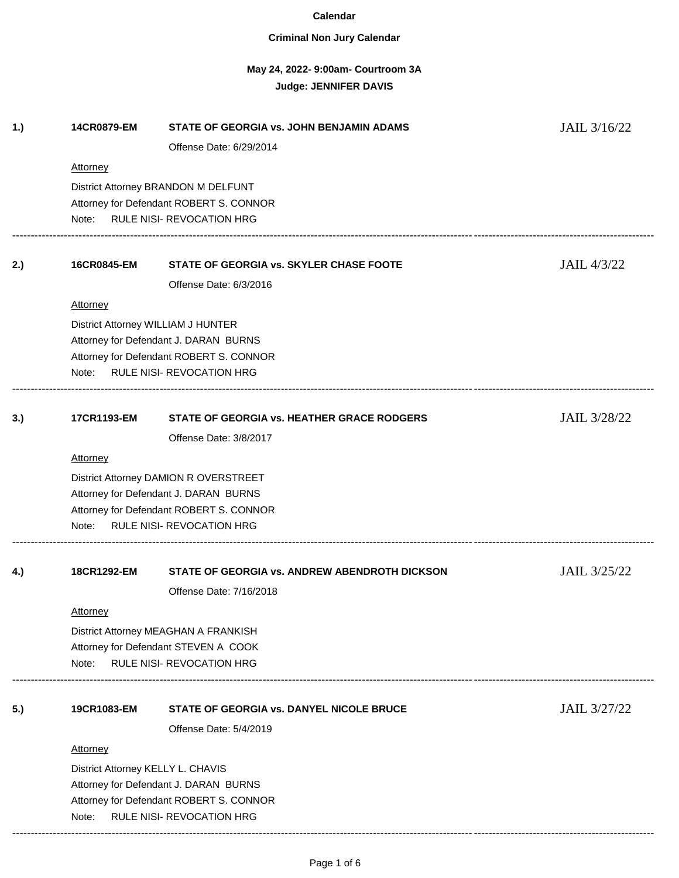# Calendar

## Criminal Non Jury Calendar

### May 24, 2022- 9:00am- Courtroom 3A

### Judge: JENNIFER DAVIS

---

**1.)** **14CR0879-EM** **STATE OF GEORGIA vs. JOHN BENJAMIN ADAMS** JAIL 3/16/22

Offense Date: 6/29/2014

Attorney

District Attorney BRANDON M DELFUNT
Attorney for Defendant ROBERT S. CONNOR
Note: RULE NISI- REVOCATION HRG

---

**2.)** **16CR0845-EM** **STATE OF GEORGIA vs. SKYLER CHASE FOOTE** JAIL 4/3/22

Offense Date: 6/3/2016

Attorney

District Attorney WILLIAM J HUNTER
Attorney for Defendant J. DARAN BURNS
Attorney for Defendant ROBERT S. CONNOR
Note: RULE NISI- REVOCATION HRG

---

**3.)** **17CR1193-EM** **STATE OF GEORGIA vs. HEATHER GRACE RODGERS** JAIL 3/28/22

Offense Date: 3/8/2017

Attorney

District Attorney DAMION R OVERSTREET
Attorney for Defendant J. DARAN BURNS
Attorney for Defendant ROBERT S. CONNOR
Note: RULE NISI- REVOCATION HRG

---

**4.)** **18CR1292-EM** **STATE OF GEORGIA vs. ANDREW ABENDROTH DICKSON** JAIL 3/25/22

Offense Date: 7/16/2018

Attorney

District Attorney MEAGHAN A FRANKISH
Attorney for Defendant STEVEN A COOK
Note: RULE NISI- REVOCATION HRG

---

**5.)** **19CR1083-EM** **STATE OF GEORGIA vs. DANYEL NICOLE BRUCE** JAIL 3/27/22

Offense Date: 5/4/2019

Attorney

District Attorney KELLY L. CHAVIS
Attorney for Defendant J. DARAN BURNS
Attorney for Defendant ROBERT S. CONNOR
Note: RULE NISI- REVOCATION HRG

---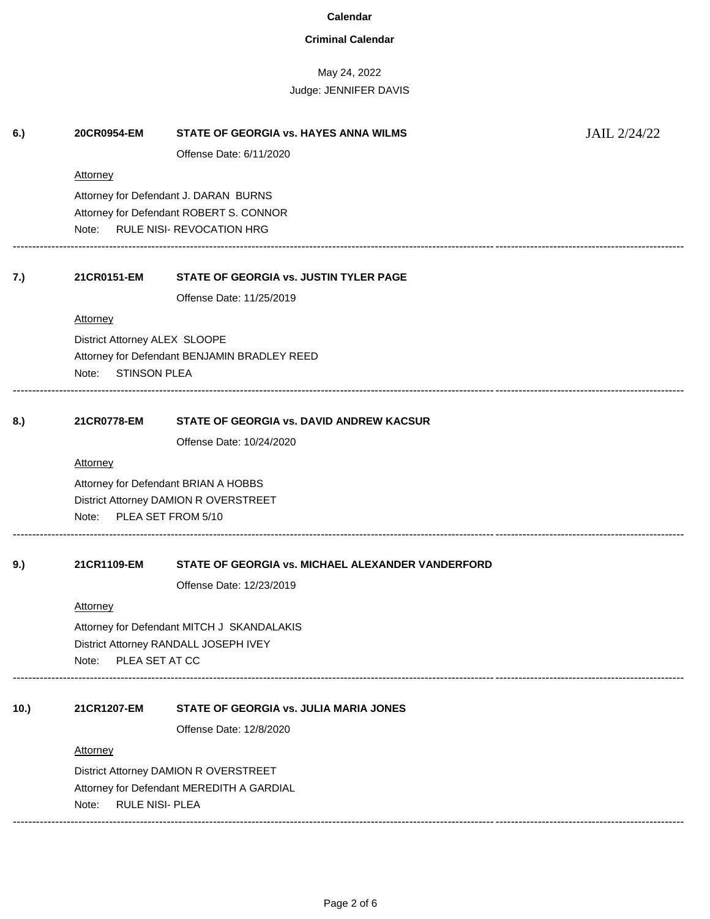**Calendar**

**Criminal Calendar**

May 24, 2022

Judge: JENNIFER DAVIS

---

**6.)** **20CR0954-EM** **STATE OF GEORGIA vs. HAYES ANNA WILMS** JAIL 2/24/22

Offense Date: 6/11/2020

Attorney

Attorney for Defendant J. DARAN BURNS

Attorney for Defendant ROBERT S. CONNOR

Note: RULE NISI- REVOCATION HRG

---

**7.)** **21CR0151-EM** **STATE OF GEORGIA vs. JUSTIN TYLER PAGE**

Offense Date: 11/25/2019

Attorney

District Attorney ALEX SLOOPE

Attorney for Defendant BENJAMIN BRADLEY REED

Note: STINSON PLEA

---

**8.)** **21CR0778-EM** **STATE OF GEORGIA vs. DAVID ANDREW KACSUR**

Offense Date: 10/24/2020

Attorney

Attorney for Defendant BRIAN A HOBBS

District Attorney DAMION R OVERSTREET

Note: PLEA SET FROM 5/10

---

**9.)** **21CR1109-EM** **STATE OF GEORGIA vs. MICHAEL ALEXANDER VANDERFORD**

Offense Date: 12/23/2019

Attorney

Attorney for Defendant MITCH J SKANDALAKIS

District Attorney RANDALL JOSEPH IVEY

Note: PLEA SET AT CC

---

**10.)** **21CR1207-EM** **STATE OF GEORGIA vs. JULIA MARIA JONES**

Offense Date: 12/8/2020

Attorney

District Attorney DAMION R OVERSTREET

Attorney for Defendant MEREDITH A GARDIAL

Note: RULE NISI- PLEA

---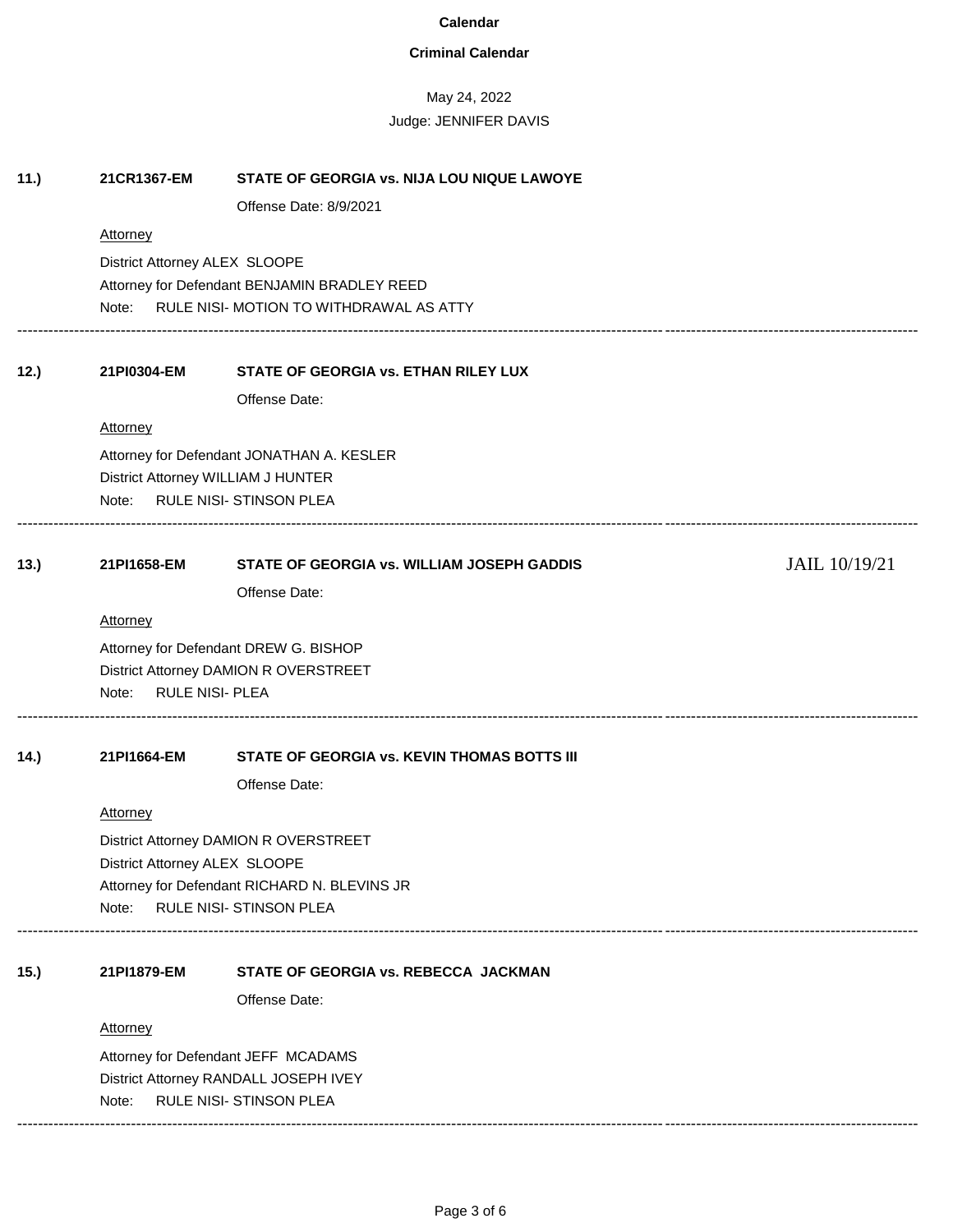**Calendar**

**Criminal Calendar**

May 24, 2022

Judge: JENNIFER DAVIS

**11.)** **21CR1367-EM** **STATE OF GEORGIA vs. NIJA LOU NIQUE LAWOYE**

Offense Date: 8/9/2021

Attorney

District Attorney ALEX SLOOPE

Attorney for Defendant BENJAMIN BRADLEY REED

Note: RULE NISI- MOTION TO WITHDRAWAL AS ATTY

---

**12.)** **21PI0304-EM** **STATE OF GEORGIA vs. ETHAN RILEY LUX**

Offense Date:

Attorney

Attorney for Defendant JONATHAN A. KESLER

District Attorney WILLIAM J HUNTER

Note: RULE NISI- STINSON PLEA

---

**13.)** **21PI1658-EM** **STATE OF GEORGIA vs. WILLIAM JOSEPH GADDIS** JAIL 10/19/21

Offense Date:

Attorney

Attorney for Defendant DREW G. BISHOP

District Attorney DAMION R OVERSTREET

Note: RULE NISI- PLEA

---

**14.)** **21PI1664-EM** **STATE OF GEORGIA vs. KEVIN THOMAS BOTTS III**

Offense Date:

Attorney

District Attorney DAMION R OVERSTREET

District Attorney ALEX SLOOPE

Attorney for Defendant RICHARD N. BLEVINS JR

Note: RULE NISI- STINSON PLEA

---

**15.)** **21PI1879-EM** **STATE OF GEORGIA vs. REBECCA JACKMAN**

Offense Date:

Attorney

Attorney for Defendant JEFF MCADAMS

District Attorney RANDALL JOSEPH IVEY

Note: RULE NISI- STINSON PLEA

---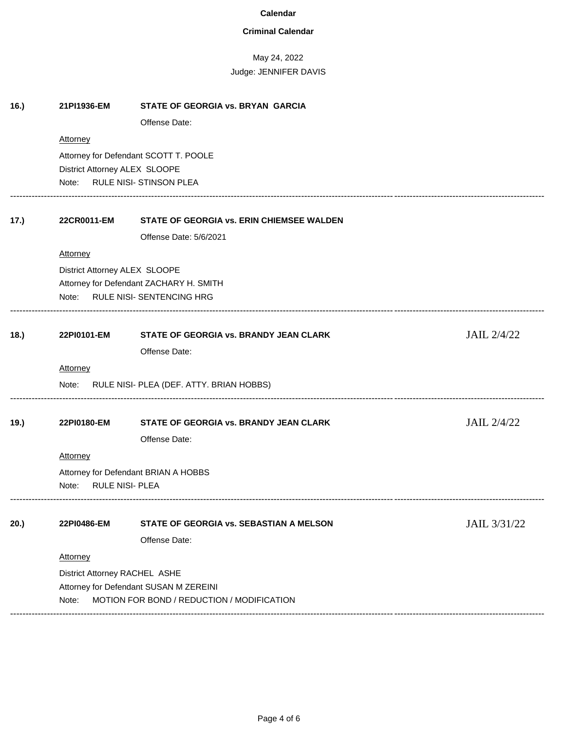**Calendar**

**Criminal Calendar**

May 24, 2022

Judge: JENNIFER DAVIS

**16.)** **21PI1936-EM** **STATE OF GEORGIA vs. BRYAN GARCIA**

Offense Date:

Attorney

Attorney for Defendant SCOTT T. POOLE

District Attorney ALEX SLOOPE

Note: RULE NISI- STINSON PLEA

---

**17.)** **22CR0011-EM** **STATE OF GEORGIA vs. ERIN CHIEMSEE WALDEN**

Offense Date: 5/6/2021

Attorney

District Attorney ALEX SLOOPE

Attorney for Defendant ZACHARY H. SMITH

Note: RULE NISI- SENTENCING HRG

---

**18.)** **22PI0101-EM** **STATE OF GEORGIA vs. BRANDY JEAN CLARK** JAIL 2/4/22

Offense Date:

Attorney

Note: RULE NISI- PLEA (DEF. ATTY. BRIAN HOBBS)

---

**19.)** **22PI0180-EM** **STATE OF GEORGIA vs. BRANDY JEAN CLARK** JAIL 2/4/22

Offense Date:

Attorney

Attorney for Defendant BRIAN A HOBBS

Note: RULE NISI- PLEA

---

**20.)** **22PI0486-EM** **STATE OF GEORGIA vs. SEBASTIAN A MELSON** JAIL 3/31/22

Offense Date:

Attorney

District Attorney RACHEL ASHE

Attorney for Defendant SUSAN M ZEREINI

Note: MOTION FOR BOND / REDUCTION / MODIFICATION

---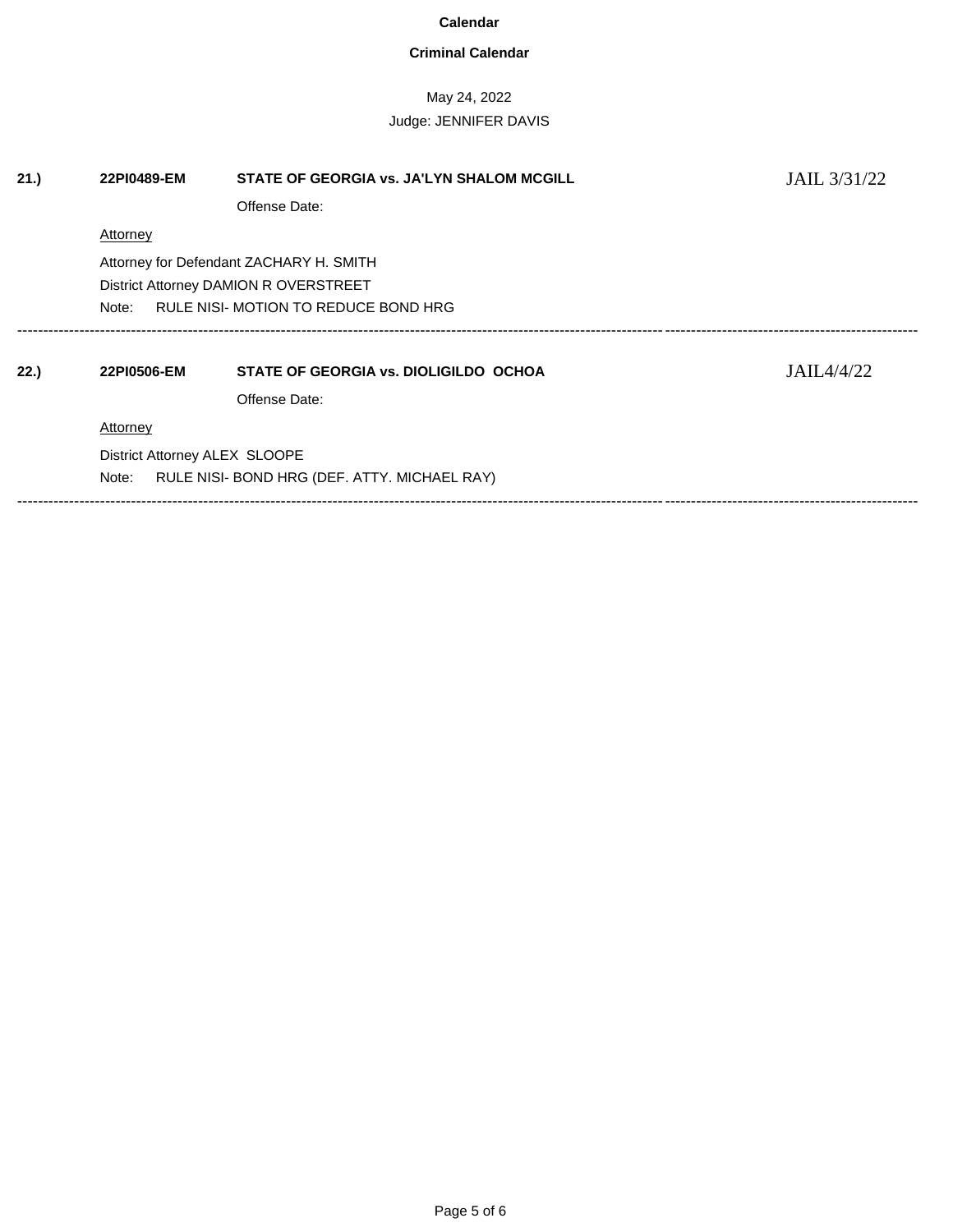**Calendar**

**Criminal Calendar**

May 24, 2022

Judge: JENNIFER DAVIS

**21.)** **22PI0489-EM** **STATE OF GEORGIA vs. JA'LYN SHALOM MCGILL** JAIL 3/31/22

Offense Date:

Attorney

Attorney for Defendant ZACHARY H. SMITH

District Attorney DAMION R OVERSTREET

Note: RULE NISI- MOTION TO REDUCE BOND HRG

---

**22.)** **22PI0506-EM** **STATE OF GEORGIA vs. DIOLIGILDO OCHOA** JAIL4/4/22

Offense Date:

Attorney

District Attorney ALEX SLOOPE

Note: RULE NISI- BOND HRG (DEF. ATTY. MICHAEL RAY)

---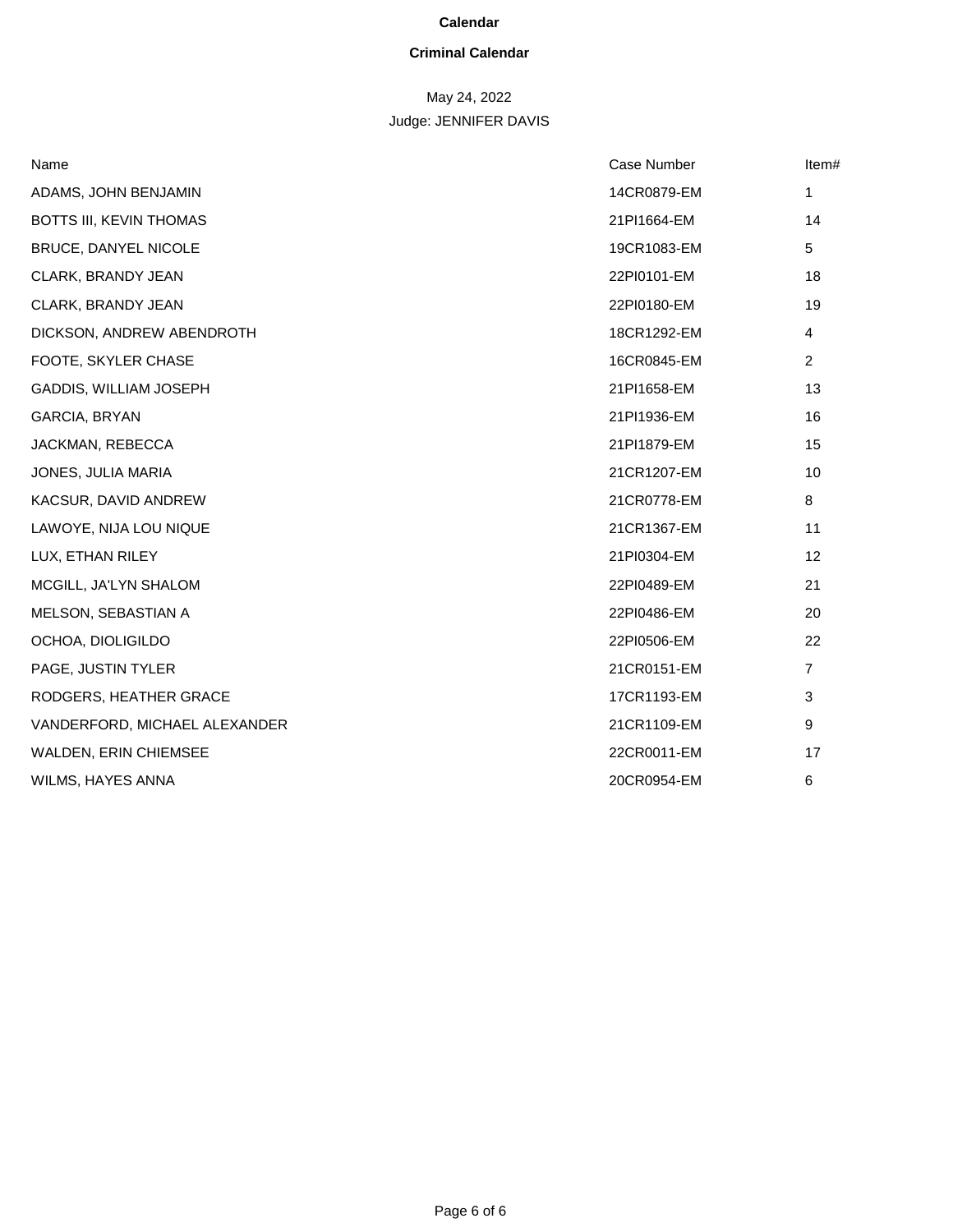# Calendar

## Criminal Calendar

May 24, 2022

Judge: JENNIFER DAVIS

| Name | Case Number | Item# |
|---|---|---|
| ADAMS, JOHN BENJAMIN | 14CR0879-EM | 1 |
| BOTTS III, KEVIN THOMAS | 21PI1664-EM | 14 |
| BRUCE, DANYEL NICOLE | 19CR1083-EM | 5 |
| CLARK, BRANDY JEAN | 22PI0101-EM | 18 |
| CLARK, BRANDY JEAN | 22PI0180-EM | 19 |
| DICKSON, ANDREW ABENDROTH | 18CR1292-EM | 4 |
| FOOTE, SKYLER CHASE | 16CR0845-EM | 2 |
| GADDIS, WILLIAM JOSEPH | 21PI1658-EM | 13 |
| GARCIA, BRYAN | 21PI1936-EM | 16 |
| JACKMAN, REBECCA | 21PI1879-EM | 15 |
| JONES, JULIA MARIA | 21CR1207-EM | 10 |
| KACSUR, DAVID ANDREW | 21CR0778-EM | 8 |
| LAWOYE, NIJA LOU NIQUE | 21CR1367-EM | 11 |
| LUX, ETHAN RILEY | 21PI0304-EM | 12 |
| MCGILL, JA'LYN SHALOM | 22PI0489-EM | 21 |
| MELSON, SEBASTIAN A | 22PI0486-EM | 20 |
| OCHOA, DIOLIGILDO | 22PI0506-EM | 22 |
| PAGE, JUSTIN TYLER | 21CR0151-EM | 7 |
| RODGERS, HEATHER GRACE | 17CR1193-EM | 3 |
| VANDERFORD, MICHAEL ALEXANDER | 21CR1109-EM | 9 |
| WALDEN, ERIN CHIEMSEE | 22CR0011-EM | 17 |
| WILMS, HAYES ANNA | 20CR0954-EM | 6 |